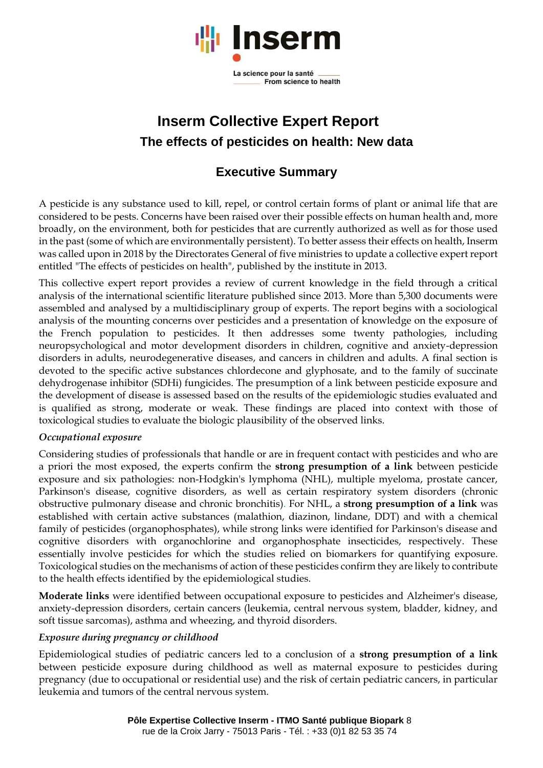Inserm

La science pour la santé
From science to health

# Inserm Collective Expert Report

## The effects of pesticides on health: New data

## Executive Summary

A pesticide is any substance used to kill, repel, or control certain forms of plant or animal life that are considered to be pests. Concerns have been raised over their possible effects on human health and, more broadly, on the environment, both for pesticides that are currently authorized as well as for those used in the past (some of which are environmentally persistent). To better assess their effects on health, Inserm was called upon in 2018 by the Directorates General of five ministries to update a collective expert report entitled "The effects of pesticides on health", published by the institute in 2013.

This collective expert report provides a review of current knowledge in the field through a critical analysis of the international scientific literature published since 2013. More than 5,300 documents were assembled and analysed by a multidisciplinary group of experts. The report begins with a sociological analysis of the mounting concerns over pesticides and a presentation of knowledge on the exposure of the French population to pesticides. It then addresses some twenty pathologies, including neuropsychological and motor development disorders in children, cognitive and anxiety-depression disorders in adults, neurodegenerative diseases, and cancers in children and adults. A final section is devoted to the specific active substances chlordecone and glyphosate, and to the family of succinate dehydrogenase inhibitor (SDHi) fungicides. The presumption of a link between pesticide exposure and the development of disease is assessed based on the results of the epidemiologic studies evaluated and is qualified as strong, moderate or weak. These findings are placed into context with those of toxicological studies to evaluate the biologic plausibility of the observed links.

*Occupational exposure*

Considering studies of professionals that handle or are in frequent contact with pesticides and who are a priori the most exposed, the experts confirm the **strong presumption of a link** between pesticide exposure and six pathologies: non-Hodgkin's lymphoma (NHL), multiple myeloma, prostate cancer, Parkinson's disease, cognitive disorders, as well as certain respiratory system disorders (chronic obstructive pulmonary disease and chronic bronchitis). For NHL, a **strong presumption of a link** was established with certain active substances (malathion, diazinon, lindane, DDT) and with a chemical family of pesticides (organophosphates), while strong links were identified for Parkinson's disease and cognitive disorders with organochlorine and organophosphate insecticides, respectively. These essentially involve pesticides for which the studies relied on biomarkers for quantifying exposure. Toxicological studies on the mechanisms of action of these pesticides confirm they are likely to contribute to the health effects identified by the epidemiological studies.

**Moderate links** were identified between occupational exposure to pesticides and Alzheimer's disease, anxiety-depression disorders, certain cancers (leukemia, central nervous system, bladder, kidney, and soft tissue sarcomas), asthma and wheezing, and thyroid disorders.

*Exposure during pregnancy or childhood*

Epidemiological studies of pediatric cancers led to a conclusion of a **strong presumption of a link** between pesticide exposure during childhood as well as maternal exposure to pesticides during pregnancy (due to occupational or residential use) and the risk of certain pediatric cancers, in particular leukemia and tumors of the central nervous system.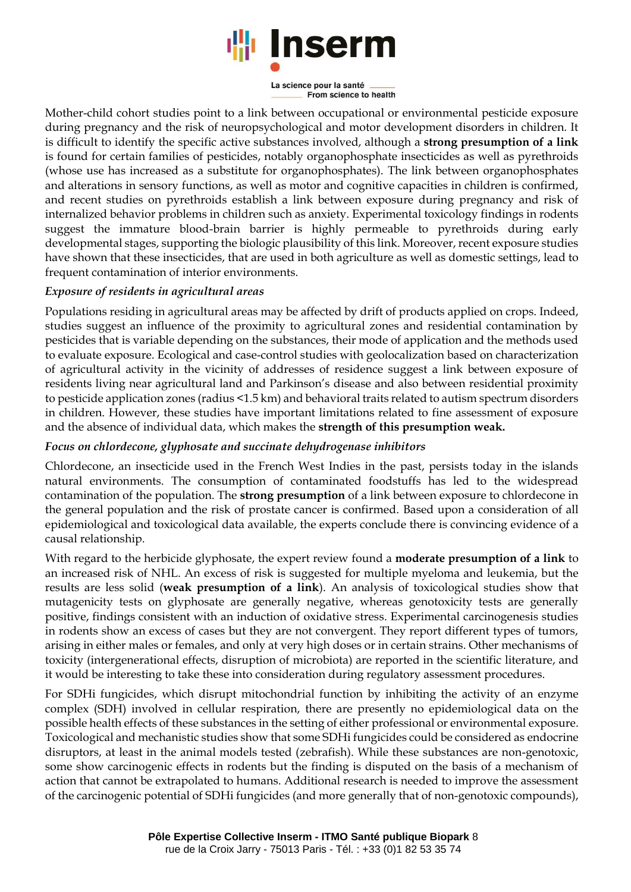Mother-child cohort studies point to a link between occupational or environmental pesticide exposure during pregnancy and the risk of neuropsychological and motor development disorders in children. It is difficult to identify the specific active substances involved, although a **strong presumption of a link** is found for certain families of pesticides, notably organophosphate insecticides as well as pyrethroids (whose use has increased as a substitute for organophosphates). The link between organophosphates and alterations in sensory functions, as well as motor and cognitive capacities in children is confirmed, and recent studies on pyrethroids establish a link between exposure during pregnancy and risk of internalized behavior problems in children such as anxiety. Experimental toxicology findings in rodents suggest the immature blood-brain barrier is highly permeable to pyrethroids during early developmental stages, supporting the biologic plausibility of this link. Moreover, recent exposure studies have shown that these insecticides, that are used in both agriculture as well as domestic settings, lead to frequent contamination of interior environments.

***Exposure of residents in agricultural areas***

Populations residing in agricultural areas may be affected by drift of products applied on crops. Indeed, studies suggest an influence of the proximity to agricultural zones and residential contamination by pesticides that is variable depending on the substances, their mode of application and the methods used to evaluate exposure. Ecological and case-control studies with geolocalization based on characterization of agricultural activity in the vicinity of addresses of residence suggest a link between exposure of residents living near agricultural land and Parkinson's disease and also between residential proximity to pesticide application zones (radius <1.5 km) and behavioral traits related to autism spectrum disorders in children. However, these studies have important limitations related to fine assessment of exposure and the absence of individual data, which makes the **strength of this presumption weak.**

***Focus on chlordecone, glyphosate and succinate dehydrogenase inhibitors***

Chlordecone, an insecticide used in the French West Indies in the past, persists today in the islands natural environments. The consumption of contaminated foodstuffs has led to the widespread contamination of the population. The **strong presumption** of a link between exposure to chlordecone in the general population and the risk of prostate cancer is confirmed. Based upon a consideration of all epidemiological and toxicological data available, the experts conclude there is convincing evidence of a causal relationship.

With regard to the herbicide glyphosate, the expert review found a **moderate presumption of a link** to an increased risk of NHL. An excess of risk is suggested for multiple myeloma and leukemia, but the results are less solid (**weak presumption of a link**). An analysis of toxicological studies show that mutagenicity tests on glyphosate are generally negative, whereas genotoxicity tests are generally positive, findings consistent with an induction of oxidative stress. Experimental carcinogenesis studies in rodents show an excess of cases but they are not convergent. They report different types of tumors, arising in either males or females, and only at very high doses or in certain strains. Other mechanisms of toxicity (intergenerational effects, disruption of microbiota) are reported in the scientific literature, and it would be interesting to take these into consideration during regulatory assessment procedures.

For SDHi fungicides, which disrupt mitochondrial function by inhibiting the activity of an enzyme complex (SDH) involved in cellular respiration, there are presently no epidemiological data on the possible health effects of these substances in the setting of either professional or environmental exposure. Toxicological and mechanistic studies show that some SDHi fungicides could be considered as endocrine disruptors, at least in the animal models tested (zebrafish). While these substances are non-genotoxic, some show carcinogenic effects in rodents but the finding is disputed on the basis of a mechanism of action that cannot be extrapolated to humans. Additional research is needed to improve the assessment of the carcinogenic potential of SDHi fungicides (and more generally that of non-genotoxic compounds),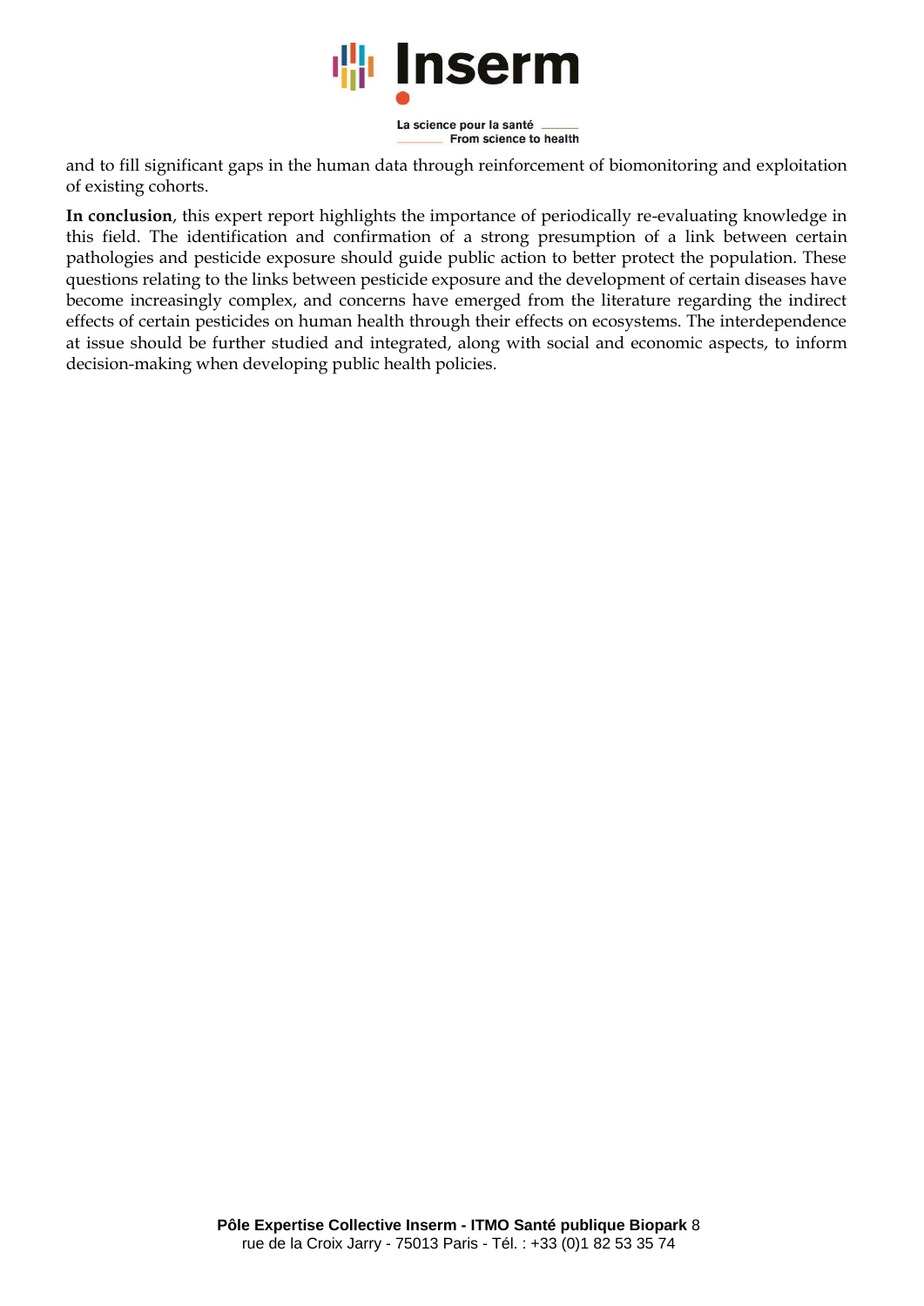and to fill significant gaps in the human data through reinforcement of biomonitoring and exploitation of existing cohorts.

**In conclusion**, this expert report highlights the importance of periodically re-evaluating knowledge in this field. The identification and confirmation of a strong presumption of a link between certain pathologies and pesticide exposure should guide public action to better protect the population. These questions relating to the links between pesticide exposure and the development of certain diseases have become increasingly complex, and concerns have emerged from the literature regarding the indirect effects of certain pesticides on human health through their effects on ecosystems. The interdependence at issue should be further studied and integrated, along with social and economic aspects, to inform decision-making when developing public health policies.